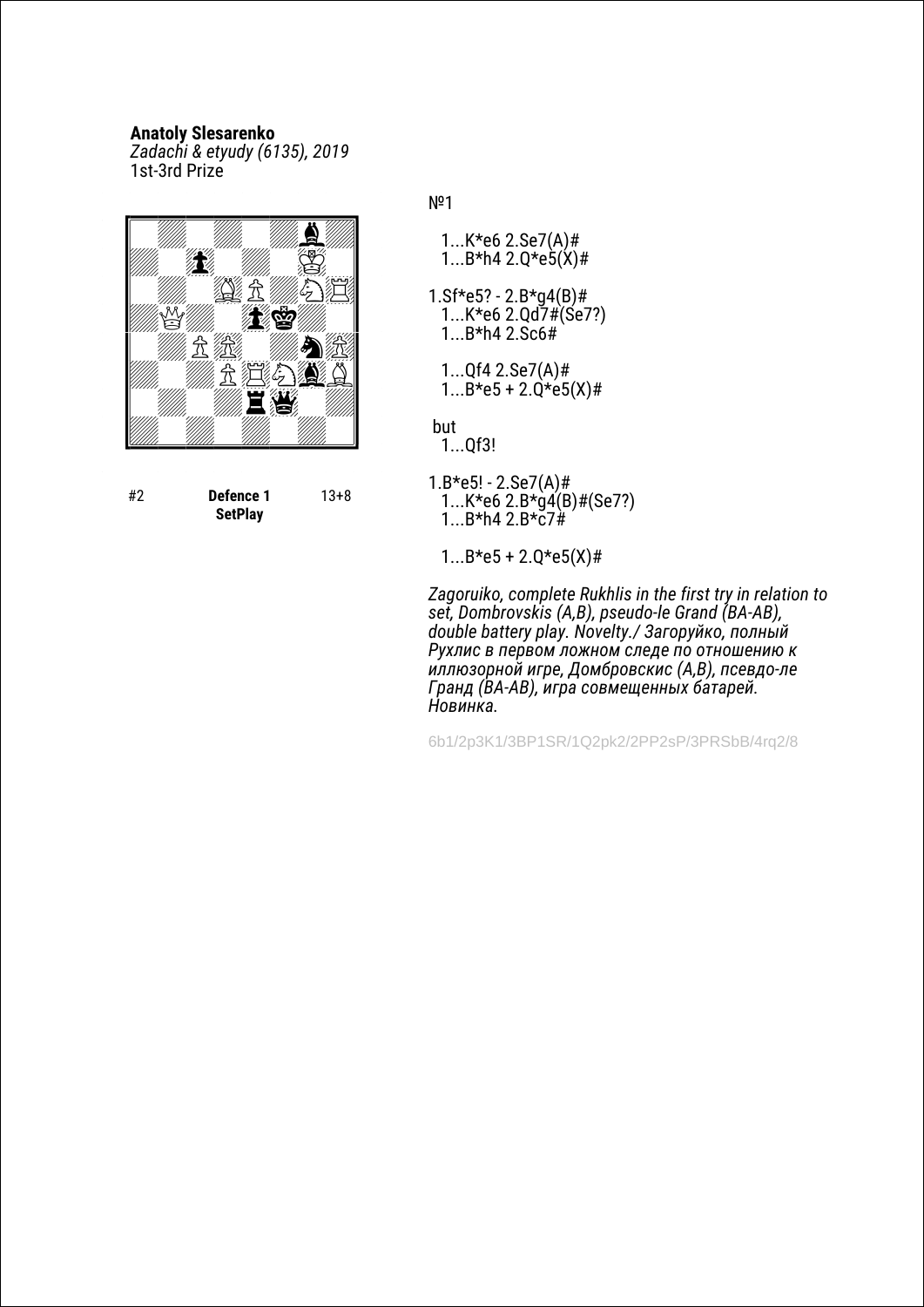**Anatoly Slesarenko**
*Zadachi & etyudy (6135), 2019*
1st-3rd Prize

#2 **Defence 1** 13+8
**SetPlay**

№1

1...K*e6 2.Se7(A)#
1...B*h4 2.Q*e5(X)#

1.Sf*e5? - 2.B*g4(B)#
1...K*e6 2.Qd7#(Se7?)
1...B*h4 2.Sc6#

1...Qf4 2.Se7(A)#
1...B*e5 + 2.Q*e5(X)#

but
1...Qf3!

1.B*e5! - 2.Se7(A)#
1...K*e6 2.B*g4(B)#(Se7?)
1...B*h4 2.B*c7#

1...B*e5 + 2.Q*e5(X)#

*Zagoruiko, complete Rukhlis in the first try in relation to set, Dombrovskis (A,B), pseudo-le Grand (BA-AB), double battery play. Novelty./ Загоруйко, полный Рухлис в первом ложном следе по отношению к иллюзорной игре, Домбровскис (A,B), псевдо-ле Гранд (BA-AB), игра совмещенных батарей. Новинка.*

6b1/2p3K1/3BP1SR/1Q2pk2/2PP2sP/3PRSbB/4rq2/8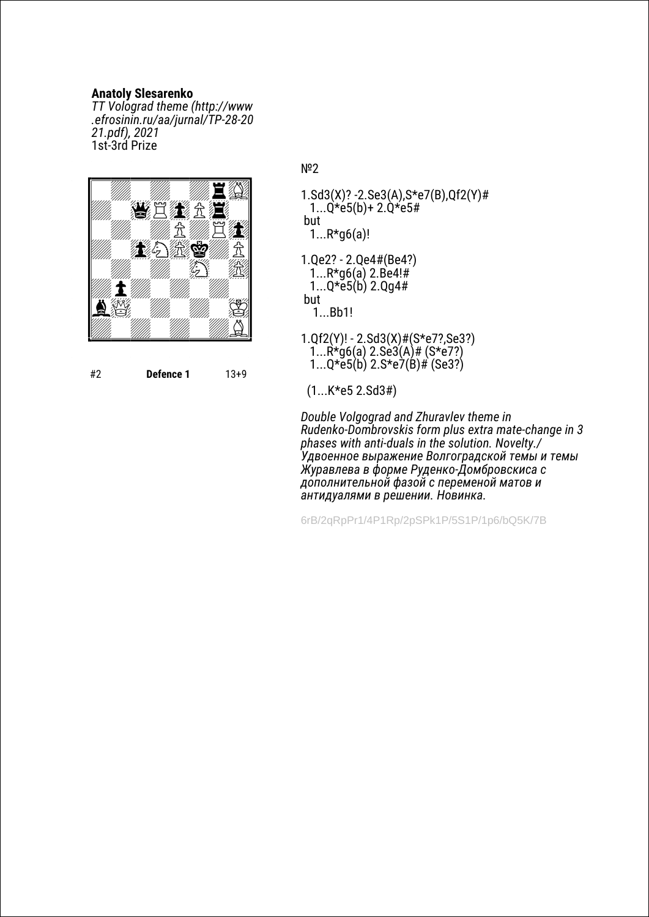**Anatoly Slesarenko**
*TT Volograd theme (http://www.efrosinin.ru/aa/jurnal/TP-28-2021.pdf), 2021*
1st-3rd Prize

#2 **Defence 1** 13+9

№2

1.Sd3(X)? -2.Se3(A),S*e7(B),Qf2(Y)#
  1...Q*e5(b)+ 2.Q*e5#
 but
  1...R*g6(a)!

1.Qe2? - 2.Qe4#(Be4?)
  1...R*g6(a) 2.Be4!#
  1...Q*e5(b) 2.Qg4#
 but
   1...Bb1!

1.Qf2(Y)! - 2.Sd3(X)#(S*e7?,Se3?)
  1...R*g6(a) 2.Se3(A)# (S*e7?)
  1...Q*e5(b) 2.S*e7(B)# (Se3?)

 (1...K*e5 2.Sd3#)

*Double Volgograd and Zhuravlev theme in Rudenko-Dombrovskis form plus extra mate-change in 3 phases with anti-duals in the solution. Novelty./ Удвоенное выражение Волгоградской темы и темы Журавлева в форме Руденко-Домбровскиса с дополнительной фазой с переменой матов и антидуалями в решении. Новинка.*

6rB/2qRpPr1/4P1Rp/2pSPk1P/5S1P/1p6/bQ5K/7B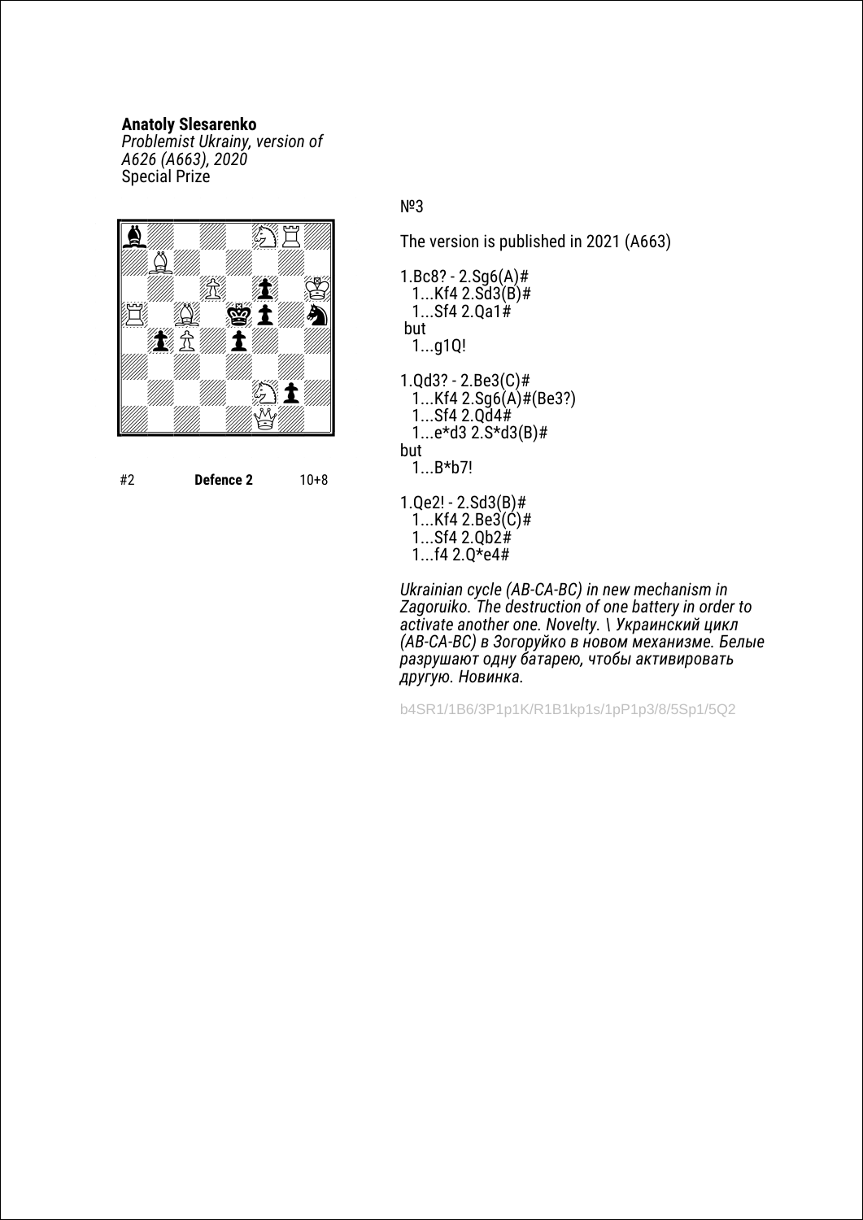**Anatoly Slesarenko**
*Problemist Ukrainy, version of A626 (A663), 2020*
Special Prize

#2 **Defence 2** 10+8

№3

The version is published in 2021 (A663)

1.Bc8? - 2.Sg6(A)#
1...Kf4 2.Sd3(B)#
1...Sf4 2.Qa1#
but
1...g1Q!

1.Qd3? - 2.Be3(C)#
1...Kf4 2.Sg6(A)#(Be3?)
1...Sf4 2.Qd4#
1...e*d3 2.S*d3(B)#
but
1...B*b7!

1.Qe2! - 2.Sd3(B)#
1...Kf4 2.Be3(C)#
1...Sf4 2.Qb2#
1...f4 2.Q*e4#

*Ukrainian cycle (AB-CA-BC) in new mechanism in Zagoruiko. The destruction of one battery in order to activate another one. Novelty. \ Украинский цикл (AB-CA-BC) в Зогоруйко в новом механизме. Белые разрушают одну батарею, чтобы активировать другую. Новинка.*

b4SR1/1B6/3P1p1K/R1B1kp1s/1pP1p3/8/5Sp1/5Q2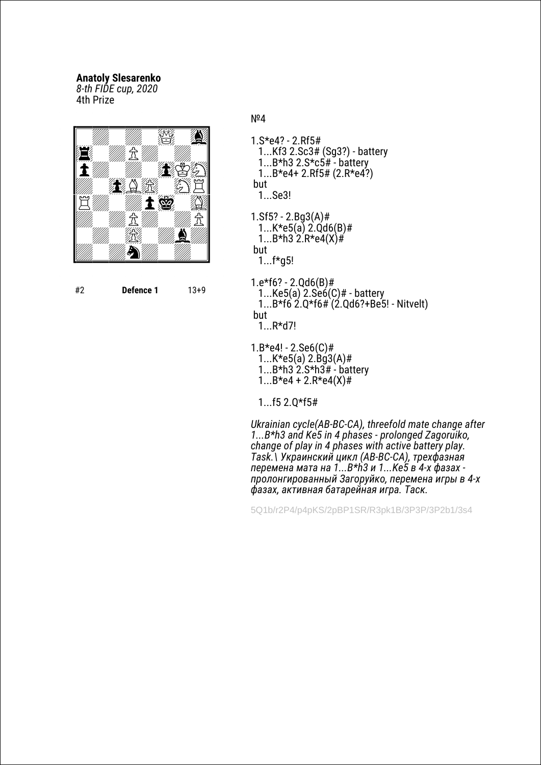**Anatoly Slesarenko**
*8-th FIDE cup, 2020*
4th Prize

#2 **Defence 1** 13+9

№4

1.S*e4? - 2.Rf5#
  1...Kf3 2.Sc3# (Sg3?) - battery
  1...B*h3 2.S*c5# - battery
  1...B*e4+ 2.Rf5# (2.R*e4?)
 but
  1...Se3!

1.Sf5? - 2.Bg3(A)#
  1...K*e5(a) 2.Qd6(B)#
  1...B*h3 2.R*e4(X)#
 but
  1...f*g5!

1.e*f6? - 2.Qd6(B)#
  1...Ke5(a) 2.Se6(C)# - battery
  1...B*f6 2.Q*f6# (2.Qd6?+Be5! - Nitvelt)
 but
  1...R*d7!

1.B*e4! - 2.Se6(C)#
  1...K*e5(a) 2.Bg3(A)#
  1...B*h3 2.S*h3# - battery
  1...B*e4 + 2.R*e4(X)#

  1...f5 2.Q*f5#

*Ukrainian cycle(AB-BC-CA), threefold mate change after 1...B*h3 and Ke5 in 4 phases - prolonged Zagoruiko, change of play in 4 phases with active battery play. Task.\ Украинский цикл (AB-BC-CA), трехфазная перемена мата на 1...B*h3 и 1...Ke5 в 4-х фазах - пролонгированный Загоруйко, перемена игры в 4-х фазах, активная батарейная игра. Таск.*

5Q1b/r2P4/p4pKS/2pBP1SR/R3pk1B/3P3P/3P2b1/3s4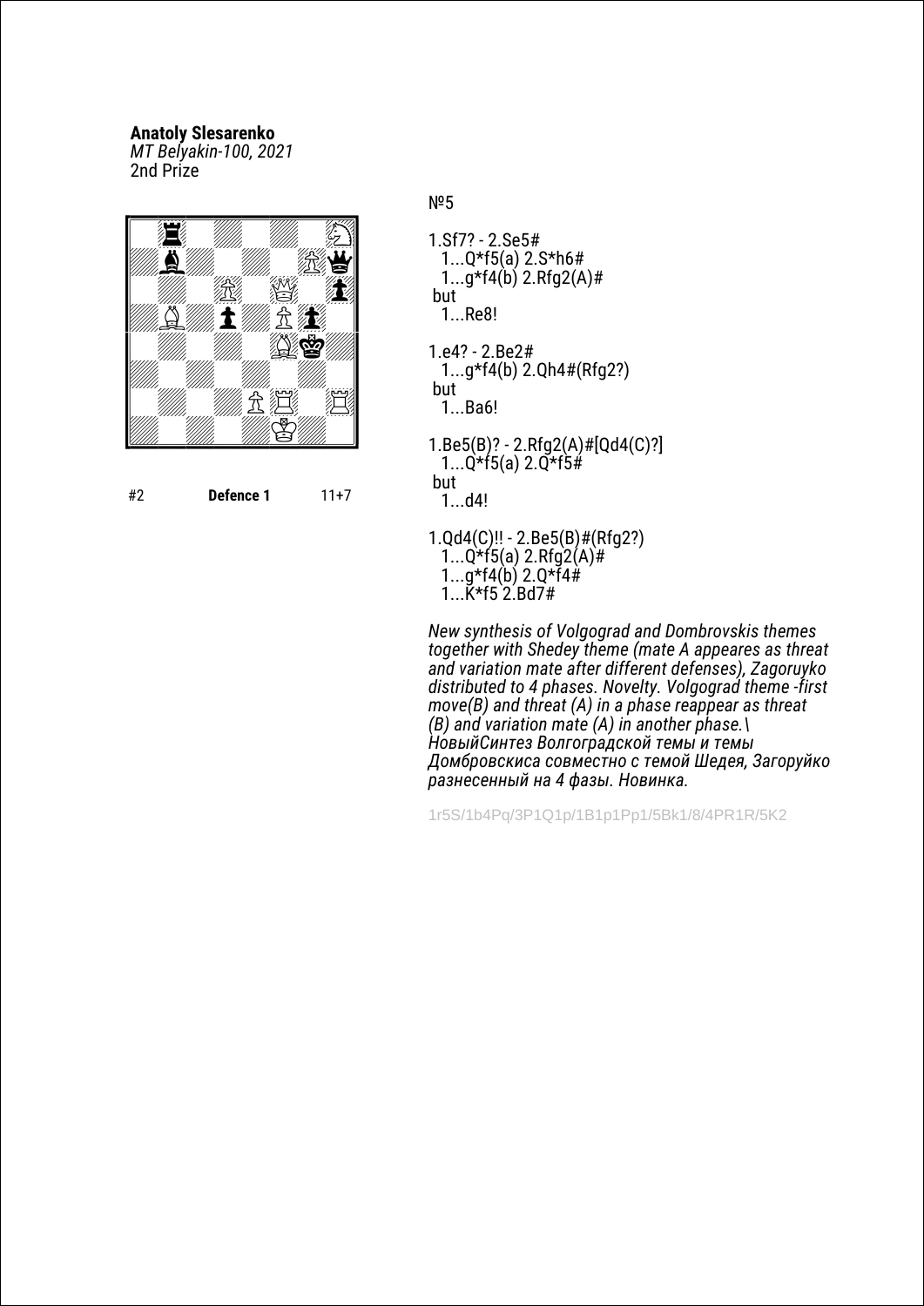**Anatoly Slesarenko**
*MT Belyakin-100, 2021*
2nd Prize

#2 **Defence 1** 11+7

№5

1.Sf7? - 2.Se5#
  1...Q*f5(a) 2.S*h6#
  1...g*f4(b) 2.Rfg2(A)#
 but
  1...Re8!

1.e4? - 2.Be2#
  1...g*f4(b) 2.Qh4#(Rfg2?)
 but
  1...Ba6!

1.Be5(B)? - 2.Rfg2(A)#[Qd4(C)?]
  1...Q*f5(a) 2.Q*f5#
 but
  1...d4!

1.Qd4(C)!! - 2.Be5(B)#(Rfg2?)
  1...Q*f5(a) 2.Rfg2(A)#
  1...g*f4(b) 2.Q*f4#
  1...K*f5 2.Bd7#

*New synthesis of Volgograd and Dombrovskis themes together with Shedey theme (mate A appeares as threat and variation mate after different defenses), Zagoruyko distributed to 4 phases. Novelty. Volgograd theme -first move(B) and threat (A) in a phase reappear as threat (B) and variation mate (A) in another phase.\ НовыйСинтез Волгоградской темы и темы Домбровскиса совместно с темой Шедея, Загоруйко разнесенный на 4 фазы. Новинка.*

1r5S/1b4Pq/3P1Q1p/1B1p1Pp1/5Bk1/8/4PR1R/5K2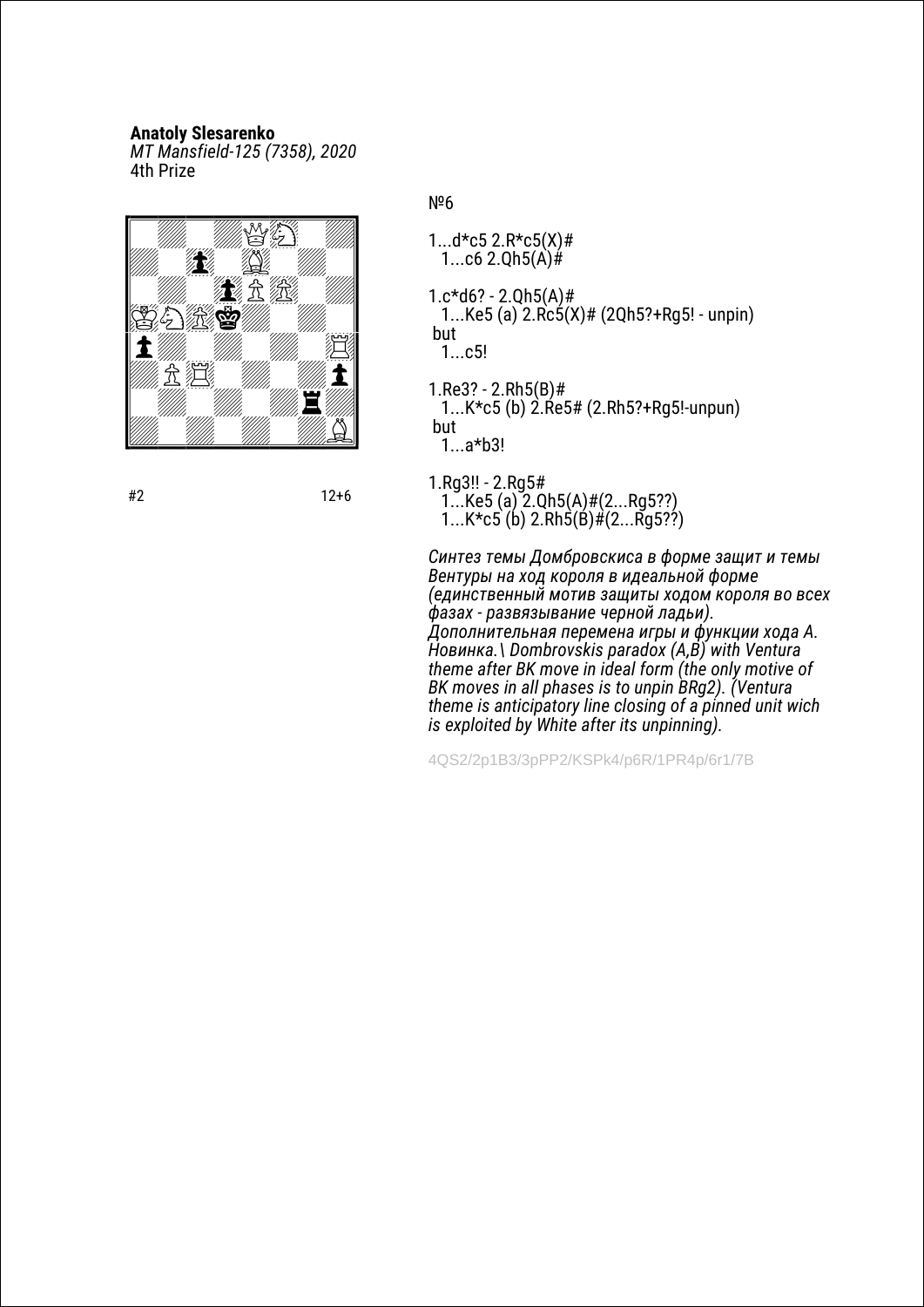**Anatoly Slesarenko**
*MT Mansfield-125 (7358), 2020*
4th Prize

#2 12+6

№6

1...d*c5 2.R*c5(X)#
1...c6 2.Qh5(A)#

1.c*d6? - 2.Qh5(A)#
1...Ke5 (a) 2.Rc5(X)# (2Qh5?+Rg5! - unpin)
but
1...c5!

1.Re3? - 2.Rh5(B)#
1...K*c5 (b) 2.Re5# (2.Rh5?+Rg5!-unpun)
but
1...a*b3!

1.Rg3!! - 2.Rg5#
1...Ke5 (a) 2.Qh5(A)#(2...Rg5??)
1...K*c5 (b) 2.Rh5(B)#(2...Rg5??)

*Синтез темы Домбровскиса в форме защит и темы Вентуры на ход короля в идеальной форме (единственный мотив защиты ходом короля во всех фазах - развязывание черной ладьи). Дополнительная перемена игры и функции хода A. Новинка.\ Dombrovskis paradox (A,B) with Ventura theme after BK move in ideal form (the only motive of BK moves in all phases is to unpin BRg2). (Ventura theme is anticipatory line closing of a pinned unit wich is exploited by White after its unpinning).*

4QS2/2p1B3/3pPP2/KSPk4/p6R/1PR4p/6r1/7B